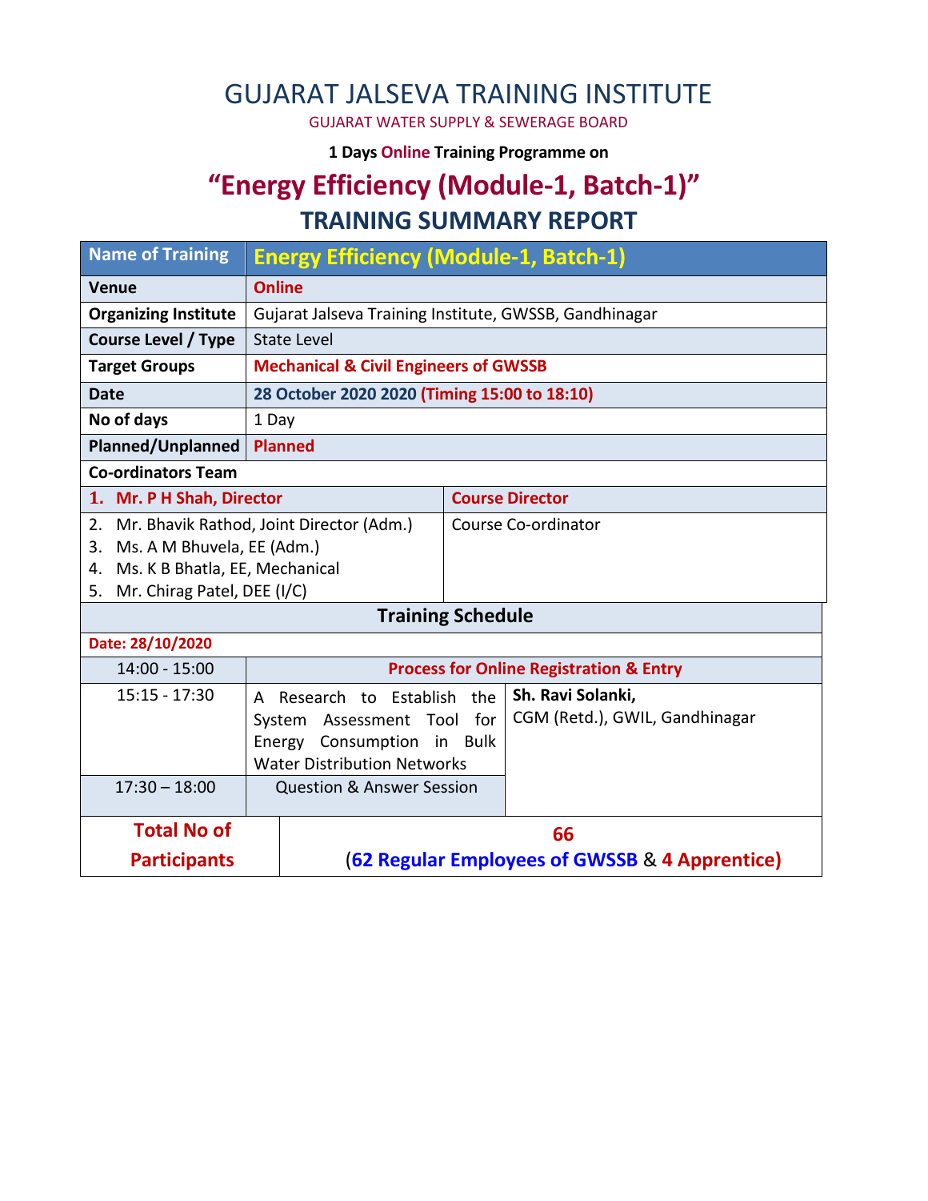# GUJARAT JALSEVA TRAINING INSTITUTE

GUJARAT WATER SUPPLY & SEWERAGE BOARD

**1 Days Online Training Programme on**

## "Energy Efficiency (Module-1, Batch-1)"

## TRAINING SUMMARY REPORT

| Name of Training | Energy Efficiency (Module-1, Batch-1) |
|---|---|
| **Venue** | **Online** |
| **Organizing Institute** | Gujarat Jalseva Training Institute, GWSSB, Gandhinagar |
| **Course Level / Type** | State Level |
| **Target Groups** | **Mechanical & Civil Engineers of GWSSB** |
| **Date** | **28 October 2020 2020 (Timing 15:00 to 18:10)** |
| **No of days** | 1 Day |
| **Planned/Unplanned** | **Planned** |

**Co-ordinators Team**

| Name | Role |
|---|---|
| **1. Mr. P H Shah, Director** | **Course Director** |
| 2. Mr. Bhavik Rathod, Joint Director (Adm.)<br>3. Ms. A M Bhuvela, EE (Adm.)<br>4. Ms. K B Bhatla, EE, Mechanical<br>5. Mr. Chirag Patel, DEE (I/C) | Course Co-ordinator |

**Training Schedule**

**Date: 28/10/2020**

| Time | Topic | Speaker |
|---|---|---|
| 14:00 - 15:00 | **Process for Online Registration & Entry** | |
| 15:15 - 17:30 | A Research to Establish the System Assessment Tool for Energy Consumption in Bulk Water Distribution Networks | **Sh. Ravi Solanki,**<br>CGM (Retd.), GWIL, Gandhinagar |
| 17:30 – 18:00 | Question & Answer Session | |

| **Total No of Participants** | **66**<br>**(62 Regular Employees of GWSSB & 4 Apprentice)** |
|---|---|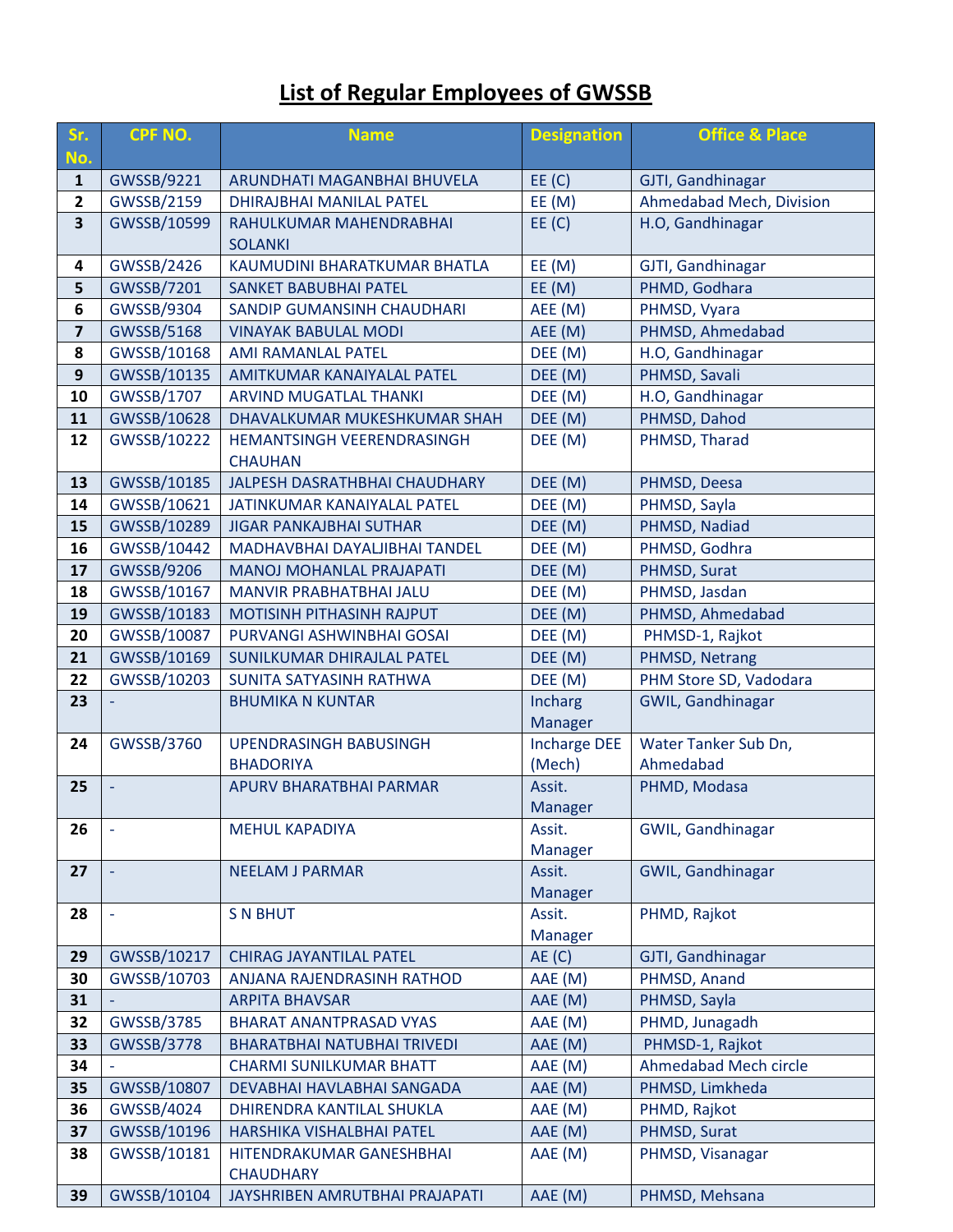# List of Regular Employees of GWSSB

| Sr. No. | CPF NO. | Name | Designation | Office & Place |
|---|---|---|---|---|
| 1 | GWSSB/9221 | ARUNDHATI MAGANBHAI BHUVELA | EE (C) | GJTI, Gandhinagar |
| 2 | GWSSB/2159 | DHIRAJBHAI MANILAL PATEL | EE (M) | Ahmedabad Mech, Division |
| 3 | GWSSB/10599 | RAHULKUMAR MAHENDRABHAI SOLANKI | EE (C) | H.O, Gandhinagar |
| 4 | GWSSB/2426 | KAUMUDINI BHARATKUMAR BHATLA | EE (M) | GJTI, Gandhinagar |
| 5 | GWSSB/7201 | SANKET BABUBHAI PATEL | EE (M) | PHMD, Godhara |
| 6 | GWSSB/9304 | SANDIP GUMANSINH CHAUDHARI | AEE (M) | PHMSD, Vyara |
| 7 | GWSSB/5168 | VINAYAK BABULAL MODI | AEE (M) | PHMSD, Ahmedabad |
| 8 | GWSSB/10168 | AMI RAMANLAL PATEL | DEE (M) | H.O, Gandhinagar |
| 9 | GWSSB/10135 | AMITKUMAR KANAIYALAL PATEL | DEE (M) | PHMSD, Savali |
| 10 | GWSSB/1707 | ARVIND MUGATLAL THANKI | DEE (M) | H.O, Gandhinagar |
| 11 | GWSSB/10628 | DHAVALKUMAR MUKESHKUMAR SHAH | DEE (M) | PHMSD, Dahod |
| 12 | GWSSB/10222 | HEMANTSINGH VEERENDRASINGH CHAUHAN | DEE (M) | PHMSD, Tharad |
| 13 | GWSSB/10185 | JALPESH DASRATHBHAI CHAUDHARY | DEE (M) | PHMSD, Deesa |
| 14 | GWSSB/10621 | JATINKUMAR KANAIYALAL PATEL | DEE (M) | PHMSD, Sayla |
| 15 | GWSSB/10289 | JIGAR PANKAJBHAI SUTHAR | DEE (M) | PHMSD, Nadiad |
| 16 | GWSSB/10442 | MADHAVBHAI DAYALJIBHAI TANDEL | DEE (M) | PHMSD, Godhra |
| 17 | GWSSB/9206 | MANOJ MOHANLAL PRAJAPATI | DEE (M) | PHMSD, Surat |
| 18 | GWSSB/10167 | MANVIR PRABHATBHAI JALU | DEE (M) | PHMSD, Jasdan |
| 19 | GWSSB/10183 | MOTISINH PITHASINH RAJPUT | DEE (M) | PHMSD, Ahmedabad |
| 20 | GWSSB/10087 | PURVANGI ASHWINBHAI GOSAI | DEE (M) | PHMSD-1, Rajkot |
| 21 | GWSSB/10169 | SUNILKUMAR DHIRAJLAL PATEL | DEE (M) | PHMSD, Netrang |
| 22 | GWSSB/10203 | SUNITA SATYASINH RATHWA | DEE (M) | PHM Store SD, Vadodara |
| 23 | - | BHUMIKA N KUNTAR | Incharg Manager | GWIL, Gandhinagar |
| 24 | GWSSB/3760 | UPENDRASINGH BABUSINGH BHADORIYA | Incharge DEE (Mech) | Water Tanker Sub Dn, Ahmedabad |
| 25 | - | APURV BHARATBHAI PARMAR | Assit. Manager | PHMD, Modasa |
| 26 | - | MEHUL KAPADIYA | Assit. Manager | GWIL, Gandhinagar |
| 27 | - | NEELAM J PARMAR | Assit. Manager | GWIL, Gandhinagar |
| 28 | - | S N BHUT | Assit. Manager | PHMD, Rajkot |
| 29 | GWSSB/10217 | CHIRAG JAYANTILAL PATEL | AE (C) | GJTI, Gandhinagar |
| 30 | GWSSB/10703 | ANJANA RAJENDRASINH RATHOD | AAE (M) | PHMSD, Anand |
| 31 | - | ARPITA BHAVSAR | AAE (M) | PHMSD, Sayla |
| 32 | GWSSB/3785 | BHARAT ANANTPRASAD VYAS | AAE (M) | PHMD, Junagadh |
| 33 | GWSSB/3778 | BHARATBHAI NATUBHAI TRIVEDI | AAE (M) | PHMSD-1, Rajkot |
| 34 | - | CHARMI SUNILKUMAR BHATT | AAE (M) | Ahmedabad Mech circle |
| 35 | GWSSB/10807 | DEVABHAI HAVLABHAI SANGADA | AAE (M) | PHMSD, Limkheda |
| 36 | GWSSB/4024 | DHIRENDRA KANTILAL SHUKLA | AAE (M) | PHMD, Rajkot |
| 37 | GWSSB/10196 | HARSHIKA VISHALBHAI PATEL | AAE (M) | PHMSD, Surat |
| 38 | GWSSB/10181 | HITENDRAKUMAR GANESHBHAI CHAUDHARY | AAE (M) | PHMSD, Visanagar |
| 39 | GWSSB/10104 | JAYSHRIBEN AMRUTBHAI PRAJAPATI | AAE (M) | PHMSD, Mehsana |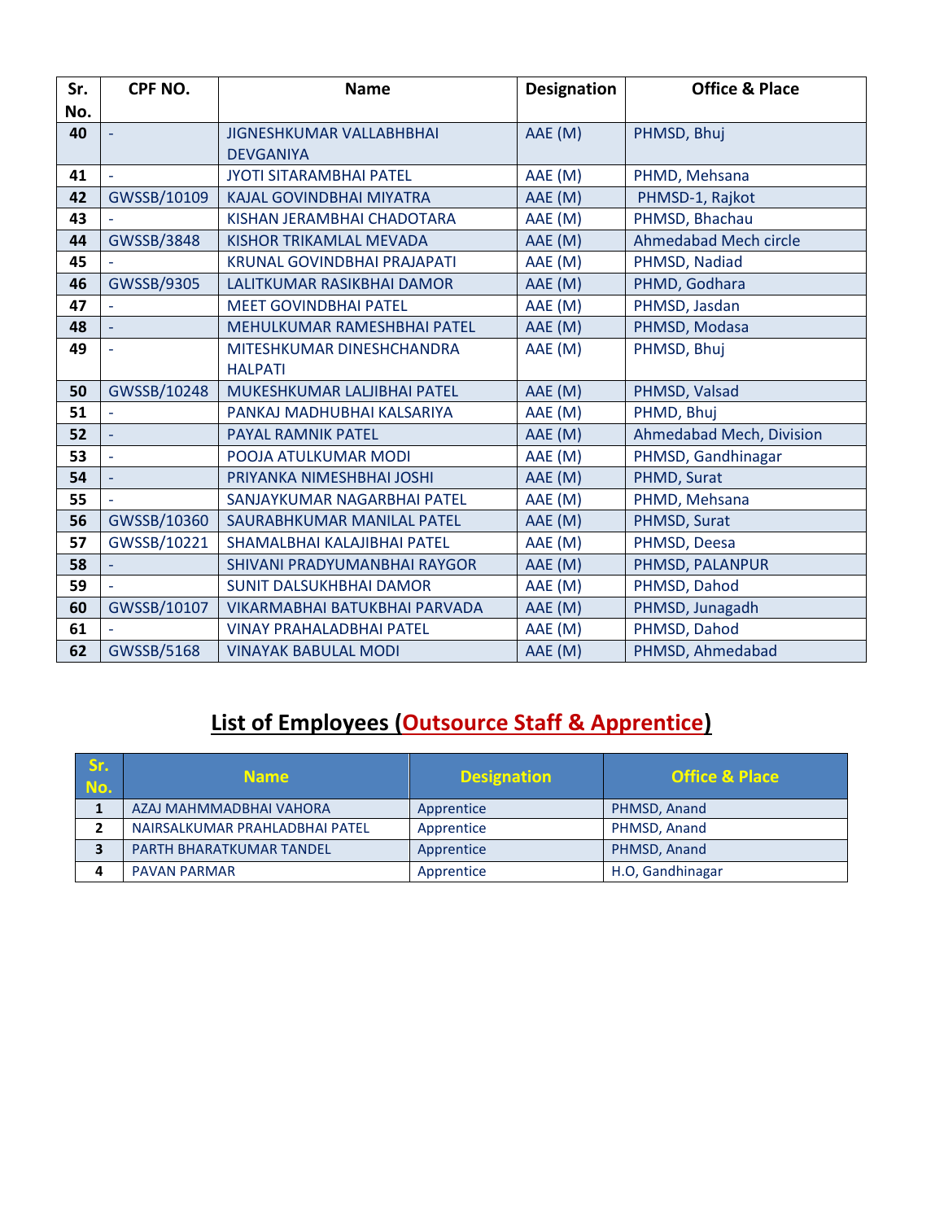| Sr. No. | CPF NO. | Name | Designation | Office & Place |
|---|---|---|---|---|
| 40 | - | JIGNESHKUMAR VALLABHBHAI DEVGANIYA | AAE (M) | PHMSD, Bhuj |
| 41 | - | JYOTI SITARAMBHAI PATEL | AAE (M) | PHMD, Mehsana |
| 42 | GWSSB/10109 | KAJAL GOVINDBHAI MIYATRA | AAE (M) | PHMSD-1, Rajkot |
| 43 | - | KISHAN JERAMBHAI CHADOTARA | AAE (M) | PHMSD, Bhachau |
| 44 | GWSSB/3848 | KISHOR TRIKAMLAL MEVADA | AAE (M) | Ahmedabad Mech circle |
| 45 | - | KRUNAL GOVINDBHAI PRAJAPATI | AAE (M) | PHMSD, Nadiad |
| 46 | GWSSB/9305 | LALITKUMAR RASIKBHAI DAMOR | AAE (M) | PHMD, Godhara |
| 47 | - | MEET GOVINDBHAI PATEL | AAE (M) | PHMSD, Jasdan |
| 48 | - | MEHULKUMAR RAMESHBHAI PATEL | AAE (M) | PHMSD, Modasa |
| 49 | - | MITESHKUMAR DINESHCHANDRA HALPATI | AAE (M) | PHMSD, Bhuj |
| 50 | GWSSB/10248 | MUKESHKUMAR LALJIBHAI PATEL | AAE (M) | PHMSD, Valsad |
| 51 | - | PANKAJ MADHUBHAI KALSARIYA | AAE (M) | PHMD, Bhuj |
| 52 | - | PAYAL RAMNIK PATEL | AAE (M) | Ahmedabad Mech, Division |
| 53 | - | POOJA ATULKUMAR MODI | AAE (M) | PHMSD, Gandhinagar |
| 54 | - | PRIYANKA NIMESHBHAI JOSHI | AAE (M) | PHMD, Surat |
| 55 | - | SANJAYKUMAR NAGARBHAI PATEL | AAE (M) | PHMD, Mehsana |
| 56 | GWSSB/10360 | SAURABHKUMAR MANILAL PATEL | AAE (M) | PHMSD, Surat |
| 57 | GWSSB/10221 | SHAMALBHAI KALAJIBHAI PATEL | AAE (M) | PHMSD, Deesa |
| 58 | - | SHIVANI PRADYUMANBHAI RAYGOR | AAE (M) | PHMSD, PALANPUR |
| 59 | - | SUNIT DALSUKHBHAI DAMOR | AAE (M) | PHMSD, Dahod |
| 60 | GWSSB/10107 | VIKARMABHAI BATUKBHAI PARVADA | AAE (M) | PHMSD, Junagadh |
| 61 | - | VINAY PRAHALADBHAI PATEL | AAE (M) | PHMSD, Dahod |
| 62 | GWSSB/5168 | VINAYAK BABULAL MODI | AAE (M) | PHMSD, Ahmedabad |

## List of Employees (Outsource Staff & Apprentice)

| Sr. No. | Name | Designation | Office & Place |
|---|---|---|---|
| 1 | AZAJ MAHMMADBHAI VAHORA | Apprentice | PHMSD, Anand |
| 2 | NAIRSALKUMAR PRAHLADBHAI PATEL | Apprentice | PHMSD, Anand |
| 3 | PARTH BHARATKUMAR TANDEL | Apprentice | PHMSD, Anand |
| 4 | PAVAN PARMAR | Apprentice | H.O, Gandhinagar |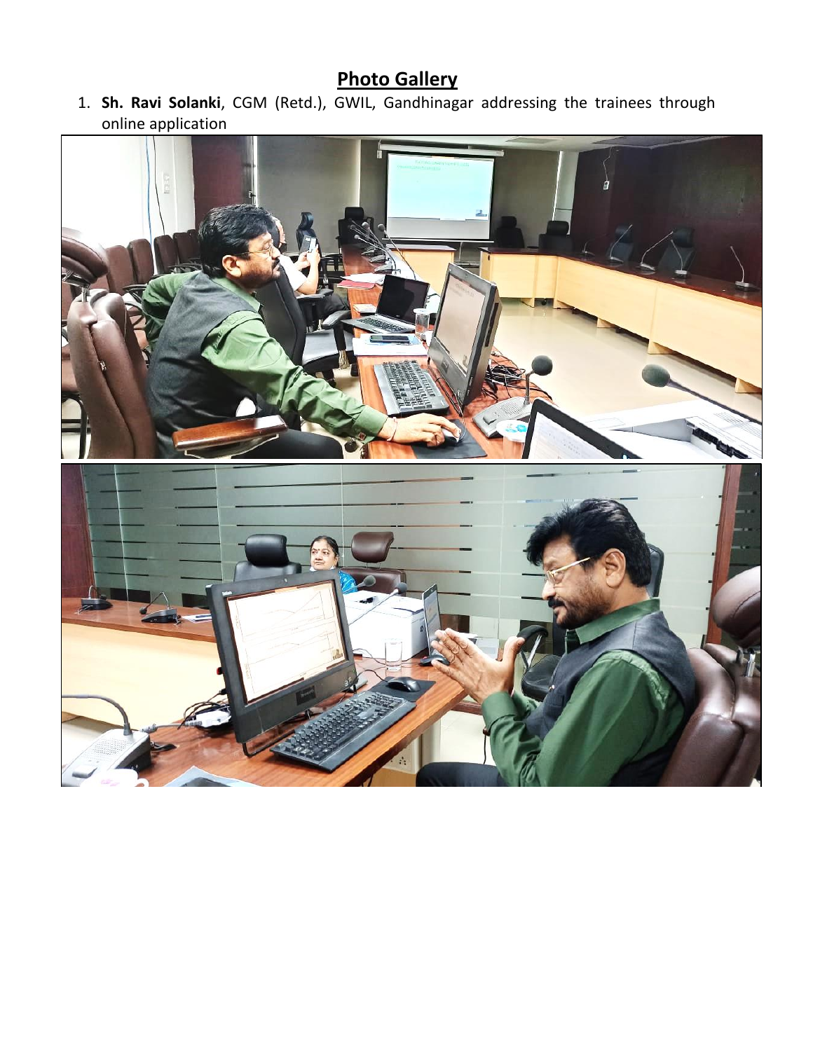## Photo Gallery

1. **Sh. Ravi Solanki**, CGM (Retd.), GWIL, Gandhinagar addressing the trainees through online application